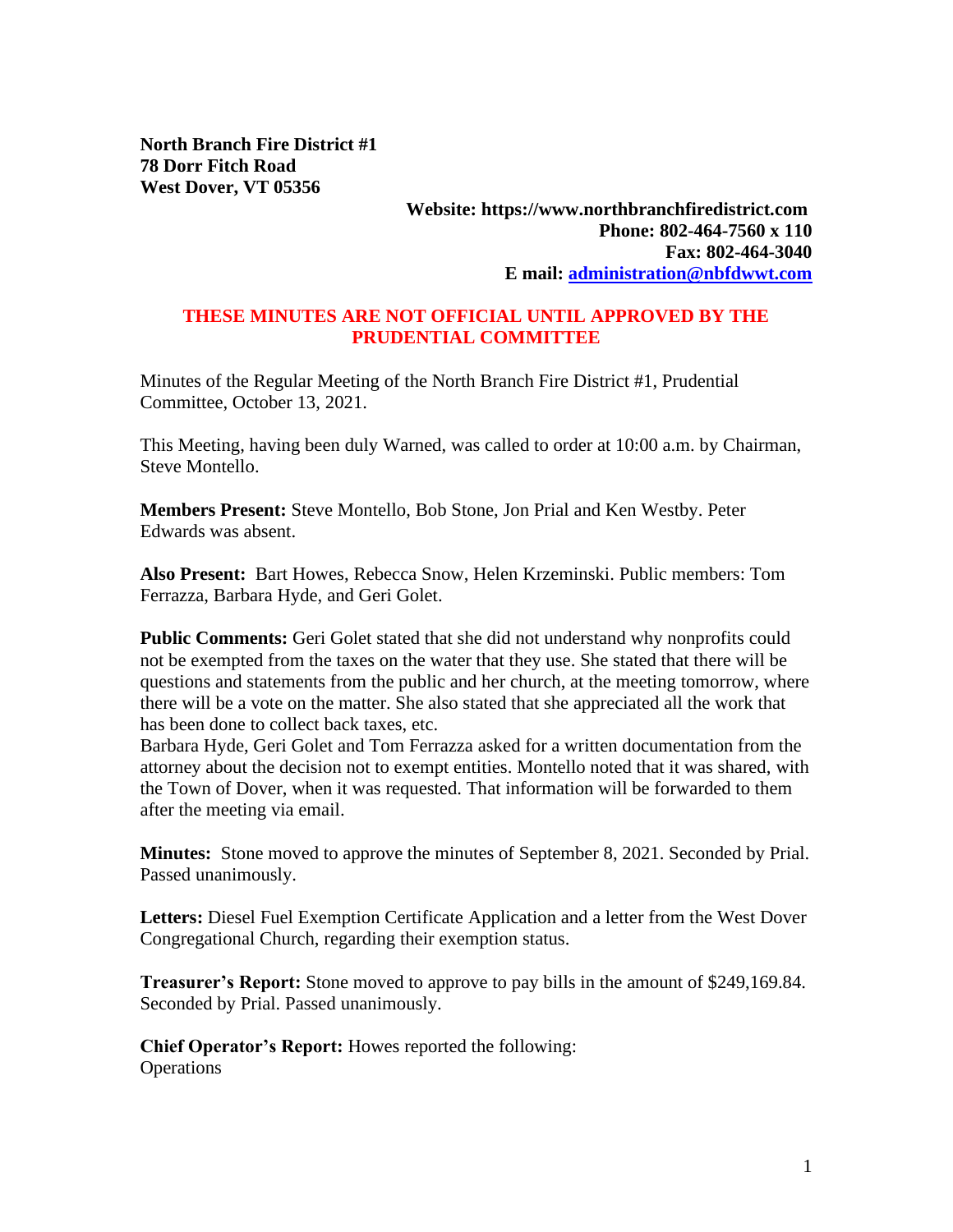**North Branch Fire District #1**
**78 Dorr Fitch Road**
**West Dover, VT 05356**

**Website: https://www.northbranchfiredistrict.com**
**Phone: 802-464-7560 x 110**
**Fax: 802-464-3040**
**E mail: [administration@nbfdwwt.com](mailto:administration@nbfdwwt.com)**

**THESE MINUTES ARE NOT OFFICIAL UNTIL APPROVED BY THE PRUDENTIAL COMMITTEE**

Minutes of the Regular Meeting of the North Branch Fire District #1, Prudential Committee, October 13, 2021.

This Meeting, having been duly Warned, was called to order at 10:00 a.m. by Chairman, Steve Montello.

**Members Present:** Steve Montello, Bob Stone, Jon Prial and Ken Westby. Peter Edwards was absent.

**Also Present:** Bart Howes, Rebecca Snow, Helen Krzeminski. Public members: Tom Ferrazza, Barbara Hyde, and Geri Golet.

**Public Comments:** Geri Golet stated that she did not understand why nonprofits could not be exempted from the taxes on the water that they use. She stated that there will be questions and statements from the public and her church, at the meeting tomorrow, where there will be a vote on the matter. She also stated that she appreciated all the work that has been done to collect back taxes, etc.
Barbara Hyde, Geri Golet and Tom Ferrazza asked for a written documentation from the attorney about the decision not to exempt entities. Montello noted that it was shared, with the Town of Dover, when it was requested. That information will be forwarded to them after the meeting via email.

**Minutes:** Stone moved to approve the minutes of September 8, 2021. Seconded by Prial. Passed unanimously.

**Letters:** Diesel Fuel Exemption Certificate Application and a letter from the West Dover Congregational Church, regarding their exemption status.

**Treasurer's Report:** Stone moved to approve to pay bills in the amount of $249,169.84. Seconded by Prial. Passed unanimously.

**Chief Operator's Report:** Howes reported the following:
Operations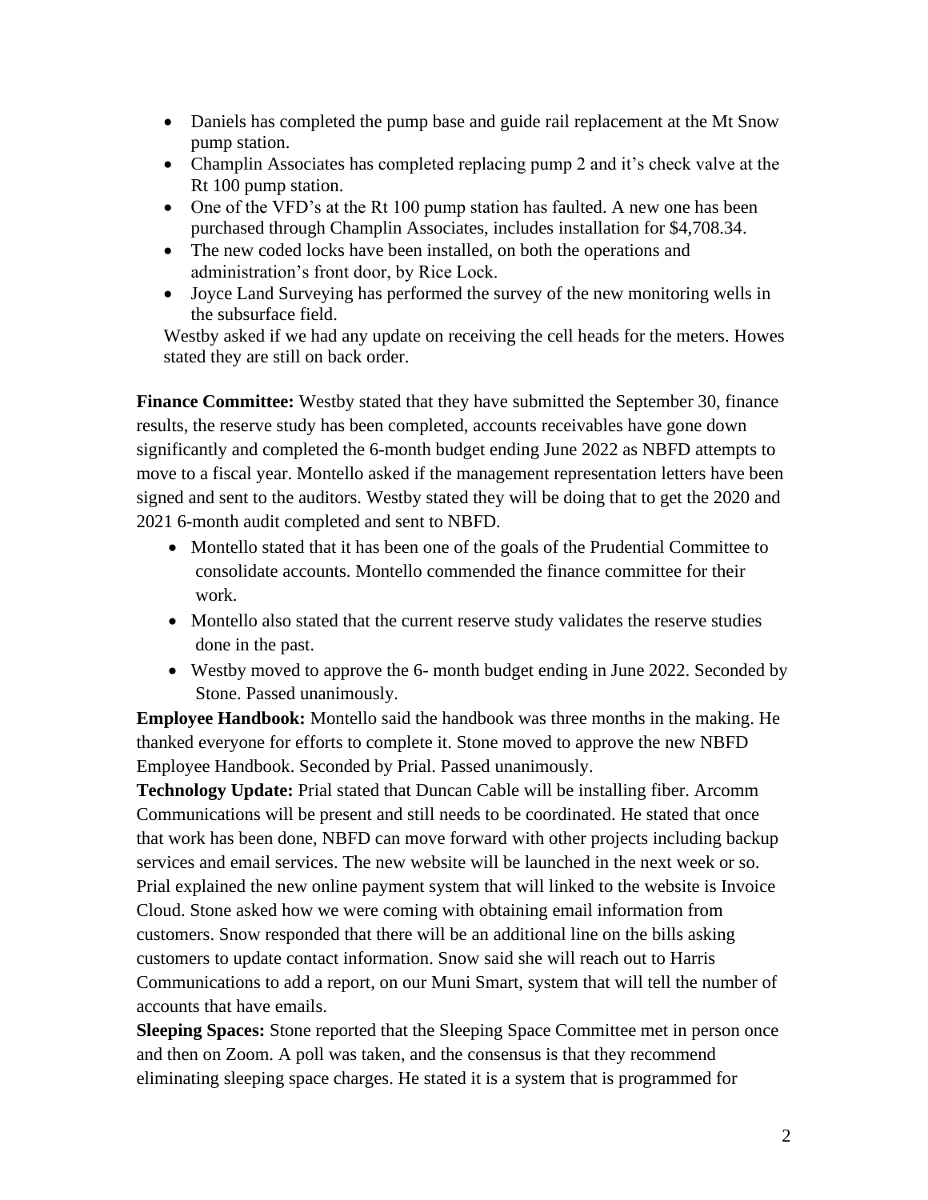- Daniels has completed the pump base and guide rail replacement at the Mt Snow pump station.
- Champlin Associates has completed replacing pump 2 and it's check valve at the Rt 100 pump station.
- One of the VFD's at the Rt 100 pump station has faulted. A new one has been purchased through Champlin Associates, includes installation for $4,708.34.
- The new coded locks have been installed, on both the operations and administration's front door, by Rice Lock.
- Joyce Land Surveying has performed the survey of the new monitoring wells in the subsurface field.

Westby asked if we had any update on receiving the cell heads for the meters. Howes stated they are still on back order.

**Finance Committee:** Westby stated that they have submitted the September 30, finance results, the reserve study has been completed, accounts receivables have gone down significantly and completed the 6-month budget ending June 2022 as NBFD attempts to move to a fiscal year. Montello asked if the management representation letters have been signed and sent to the auditors. Westby stated they will be doing that to get the 2020 and 2021 6-month audit completed and sent to NBFD.

- Montello stated that it has been one of the goals of the Prudential Committee to consolidate accounts. Montello commended the finance committee for their work.
- Montello also stated that the current reserve study validates the reserve studies done in the past.
- Westby moved to approve the 6- month budget ending in June 2022. Seconded by Stone. Passed unanimously.

**Employee Handbook:** Montello said the handbook was three months in the making. He thanked everyone for efforts to complete it. Stone moved to approve the new NBFD Employee Handbook. Seconded by Prial. Passed unanimously.

**Technology Update:** Prial stated that Duncan Cable will be installing fiber. Arcomm Communications will be present and still needs to be coordinated. He stated that once that work has been done, NBFD can move forward with other projects including backup services and email services. The new website will be launched in the next week or so. Prial explained the new online payment system that will linked to the website is Invoice Cloud. Stone asked how we were coming with obtaining email information from customers. Snow responded that there will be an additional line on the bills asking customers to update contact information. Snow said she will reach out to Harris Communications to add a report, on our Muni Smart, system that will tell the number of accounts that have emails.

**Sleeping Spaces:** Stone reported that the Sleeping Space Committee met in person once and then on Zoom. A poll was taken, and the consensus is that they recommend eliminating sleeping space charges. He stated it is a system that is programmed for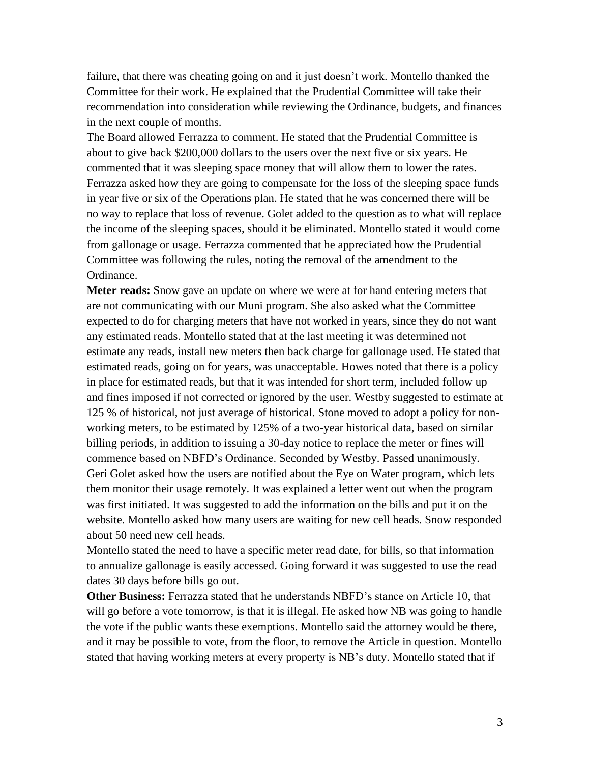failure, that there was cheating going on and it just doesn't work. Montello thanked the Committee for their work. He explained that the Prudential Committee will take their recommendation into consideration while reviewing the Ordinance, budgets, and finances in the next couple of months.

The Board allowed Ferrazza to comment. He stated that the Prudential Committee is about to give back $200,000 dollars to the users over the next five or six years. He commented that it was sleeping space money that will allow them to lower the rates. Ferrazza asked how they are going to compensate for the loss of the sleeping space funds in year five or six of the Operations plan. He stated that he was concerned there will be no way to replace that loss of revenue. Golet added to the question as to what will replace the income of the sleeping spaces, should it be eliminated. Montello stated it would come from gallonage or usage. Ferrazza commented that he appreciated how the Prudential Committee was following the rules, noting the removal of the amendment to the Ordinance.

**Meter reads:** Snow gave an update on where we were at for hand entering meters that are not communicating with our Muni program. She also asked what the Committee expected to do for charging meters that have not worked in years, since they do not want any estimated reads. Montello stated that at the last meeting it was determined not estimate any reads, install new meters then back charge for gallonage used. He stated that estimated reads, going on for years, was unacceptable. Howes noted that there is a policy in place for estimated reads, but that it was intended for short term, included follow up and fines imposed if not corrected or ignored by the user. Westby suggested to estimate at 125 % of historical, not just average of historical. Stone moved to adopt a policy for non-working meters, to be estimated by 125% of a two-year historical data, based on similar billing periods, in addition to issuing a 30-day notice to replace the meter or fines will commence based on NBFD's Ordinance. Seconded by Westby. Passed unanimously.

Geri Golet asked how the users are notified about the Eye on Water program, which lets them monitor their usage remotely. It was explained a letter went out when the program was first initiated. It was suggested to add the information on the bills and put it on the website. Montello asked how many users are waiting for new cell heads. Snow responded about 50 need new cell heads.

Montello stated the need to have a specific meter read date, for bills, so that information to annualize gallonage is easily accessed. Going forward it was suggested to use the read dates 30 days before bills go out.

**Other Business:** Ferrazza stated that he understands NBFD's stance on Article 10, that will go before a vote tomorrow, is that it is illegal. He asked how NB was going to handle the vote if the public wants these exemptions. Montello said the attorney would be there, and it may be possible to vote, from the floor, to remove the Article in question. Montello stated that having working meters at every property is NB's duty. Montello stated that if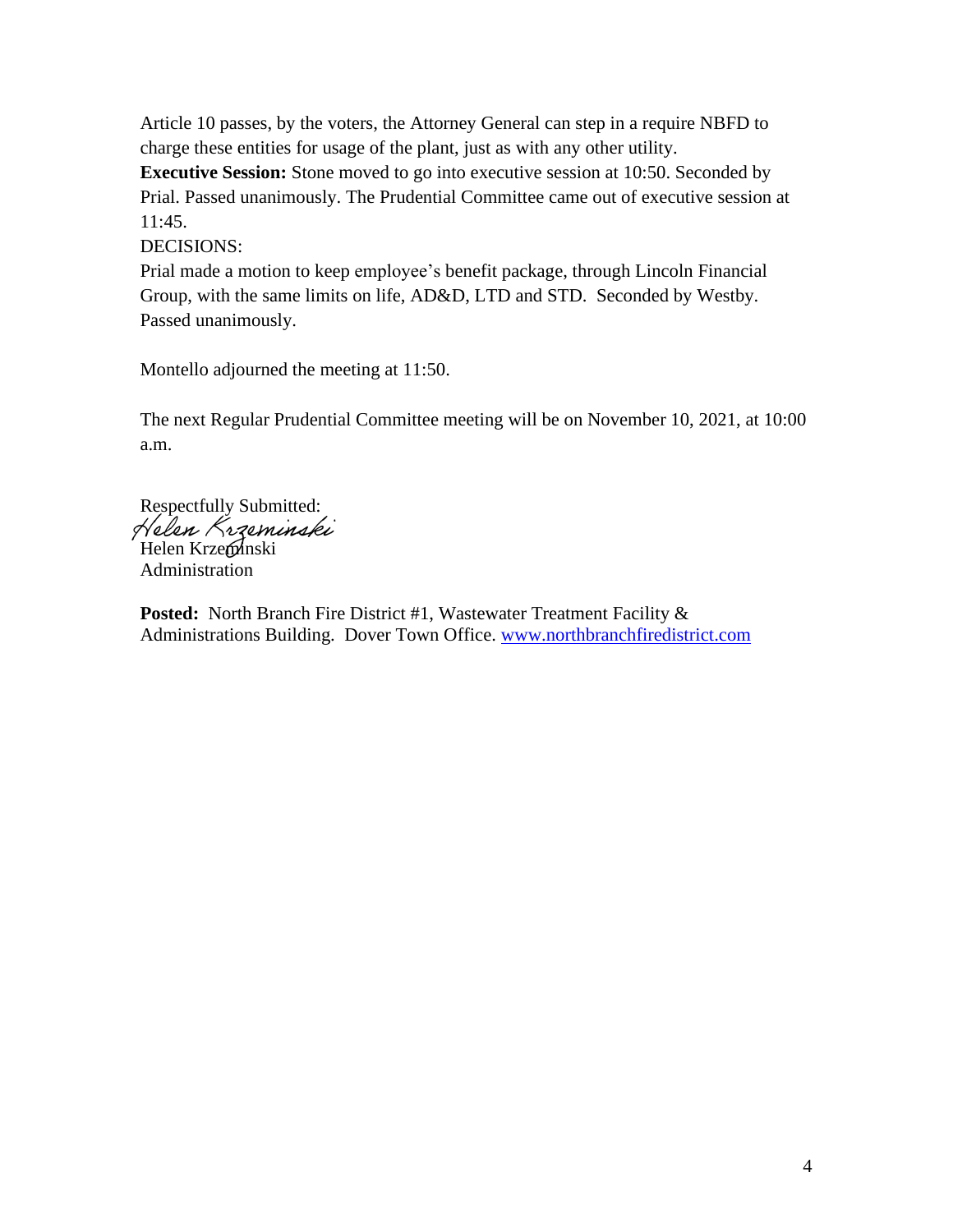Article 10 passes, by the voters, the Attorney General can step in a require NBFD to charge these entities for usage of the plant, just as with any other utility.

**Executive Session:** Stone moved to go into executive session at 10:50. Seconded by Prial. Passed unanimously. The Prudential Committee came out of executive session at 11:45.

DECISIONS:

Prial made a motion to keep employee's benefit package, through Lincoln Financial Group, with the same limits on life, AD&D, LTD and STD. Seconded by Westby. Passed unanimously.

Montello adjourned the meeting at 11:50.

The next Regular Prudential Committee meeting will be on November 10, 2021, at 10:00 a.m.

Respectfully Submitted:
Helen Krzeminski
Helen Krzeminski
Administration

**Posted:** North Branch Fire District #1, Wastewater Treatment Facility & Administrations Building. Dover Town Office. www.northbranchfiredistrict.com